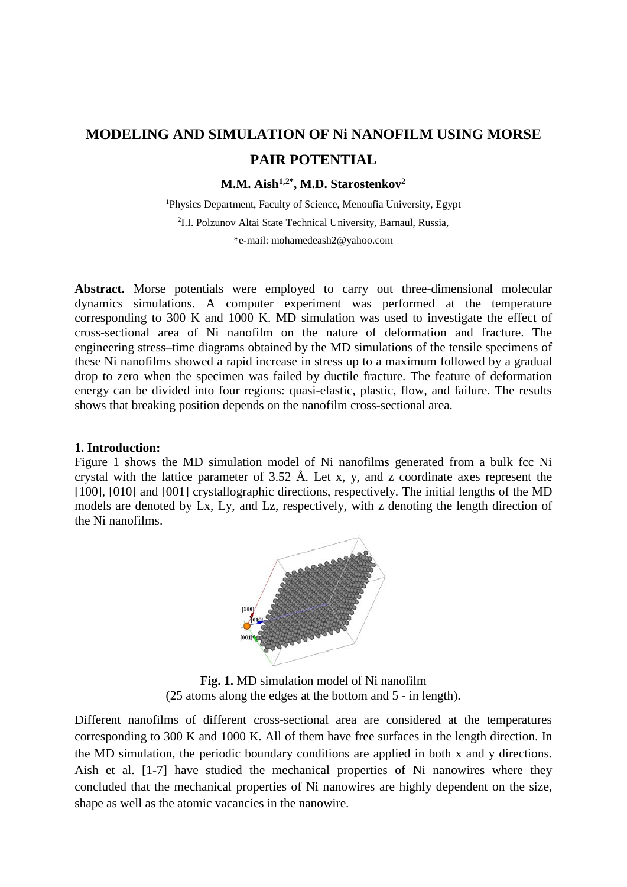# MODELING AND SIMULATION OF Ni NANOFILM USING MORSE PAIR POTENTIAL

**M.M. Aish[1,2*], M.D. Starostenkov[2]**

[1]Physics Department, Faculty of Science, Menoufia University, Egypt

[2]I.I. Polzunov Altai State Technical University, Barnaul, Russia,

*e-mail: mohamedeash2@yahoo.com

**Abstract.** Morse potentials were employed to carry out three-dimensional molecular dynamics simulations. A computer experiment was performed at the temperature corresponding to 300 K and 1000 K. MD simulation was used to investigate the effect of cross-sectional area of Ni nanofilm on the nature of deformation and fracture. The engineering stress–time diagrams obtained by the MD simulations of the tensile specimens of these Ni nanofilms showed a rapid increase in stress up to a maximum followed by a gradual drop to zero when the specimen was failed by ductile fracture. The feature of deformation energy can be divided into four regions: quasi-elastic, plastic, flow, and failure. The results shows that breaking position depends on the nanofilm cross-sectional area.

## 1. Introduction:

Figure 1 shows the MD simulation model of Ni nanofilms generated from a bulk fcc Ni crystal with the lattice parameter of 3.52 Å. Let x, y, and z coordinate axes represent the [100], [010] and [001] crystallographic directions, respectively. The initial lengths of the MD models are denoted by Lx, Ly, and Lz, respectively, with z denoting the length direction of the Ni nanofilms.

**Fig. 1.** MD simulation model of Ni nanofilm (25 atoms along the edges at the bottom and 5 - in length).

Different nanofilms of different cross-sectional area are considered at the temperatures corresponding to 300 K and 1000 K. All of them have free surfaces in the length direction. In the MD simulation, the periodic boundary conditions are applied in both x and y directions. Aish et al. [1-7] have studied the mechanical properties of Ni nanowires where they concluded that the mechanical properties of Ni nanowires are highly dependent on the size, shape as well as the atomic vacancies in the nanowire.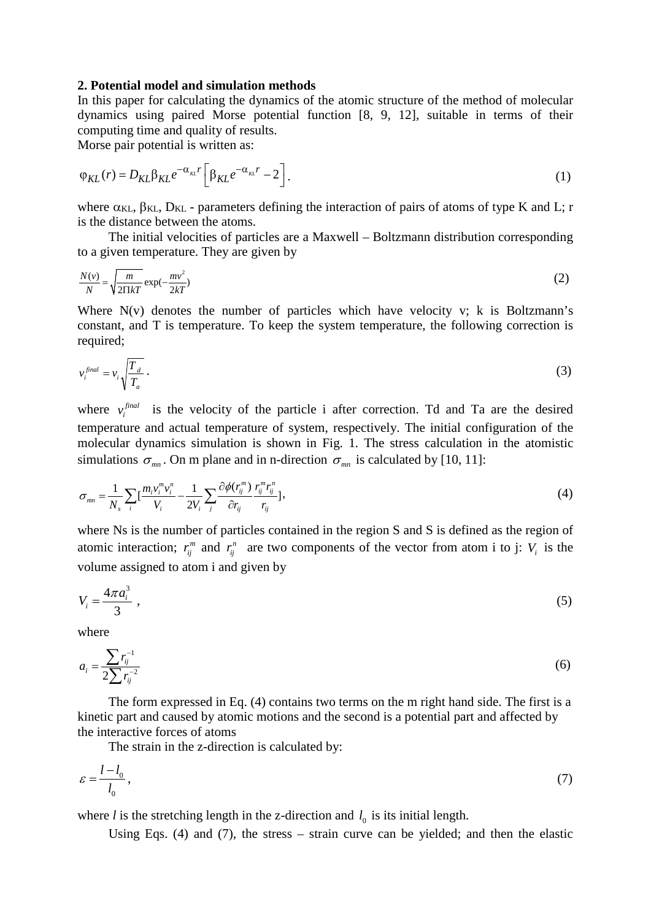## 2. Potential model and simulation methods

In this paper for calculating the dynamics of the atomic structure of the method of molecular dynamics using paired Morse potential function [8, 9, 12], suitable in terms of their computing time and quality of results.

Morse pair potential is written as:

$$\varphi_{KL}(r) = D_{KL}\beta_{KL}e^{-\alpha_{KL}r}\left[\beta_{KL}e^{-\alpha_{KL}r} - 2\right]. \tag{1}$$

where $\alpha_{KL}$, $\beta_{KL}$, $D_{KL}$ - parameters defining the interaction of pairs of atoms of type K and L; r is the distance between the atoms.

The initial velocities of particles are a Maxwell – Boltzmann distribution corresponding to a given temperature. They are given by

$$\frac{N(v)}{N} = \sqrt{\frac{m}{2\Pi kT}}\exp\left(-\frac{mv^2}{2kT}\right) \tag{2}$$

Where N(v) denotes the number of particles which have velocity v; k is Boltzmann's constant, and T is temperature. To keep the system temperature, the following correction is required;

$$v_i^{final} = v_i\sqrt{\frac{T_d}{T_a}}. \tag{3}$$

where $v_i^{final}$ is the velocity of the particle i after correction. Td and Ta are the desired temperature and actual temperature of system, respectively. The initial configuration of the molecular dynamics simulation is shown in Fig. 1. The stress calculation in the atomistic simulations $\sigma_{mn}$. On m plane and in n-direction $\sigma_{mn}$ is calculated by [10, 11]:

$$\sigma_{mn} = \frac{1}{N_s}\sum_i\left[\frac{m_i v_i^m v_i^n}{V_i} - \frac{1}{2V_i}\sum_j\frac{\partial\phi(r_{ij}^m)}{\partial r_{ij}}\frac{r_{ij}^m r_{ij}^n}{r_{ij}}\right], \tag{4}$$

where Ns is the number of particles contained in the region S and S is defined as the region of atomic interaction; $r_{ij}^m$ and $r_{ij}^n$ are two components of the vector from atom i to j: $V_i$ is the volume assigned to atom i and given by

$$V_i = \frac{4\pi a_i^3}{3}, \tag{5}$$

where

$$a_i = \frac{\sum r_{ij}^{-1}}{2\sum r_{ij}^{-2}} \tag{6}$$

The form expressed in Eq. (4) contains two terms on the m right hand side. The first is a kinetic part and caused by atomic motions and the second is a potential part and affected by the interactive forces of atoms

The strain in the z-direction is calculated by:

$$\varepsilon = \frac{l - l_0}{l_0}, \tag{7}$$

where *l* is the stretching length in the z-direction and $l_0$ is its initial length.

Using Eqs. (4) and (7), the stress – strain curve can be yielded; and then the elastic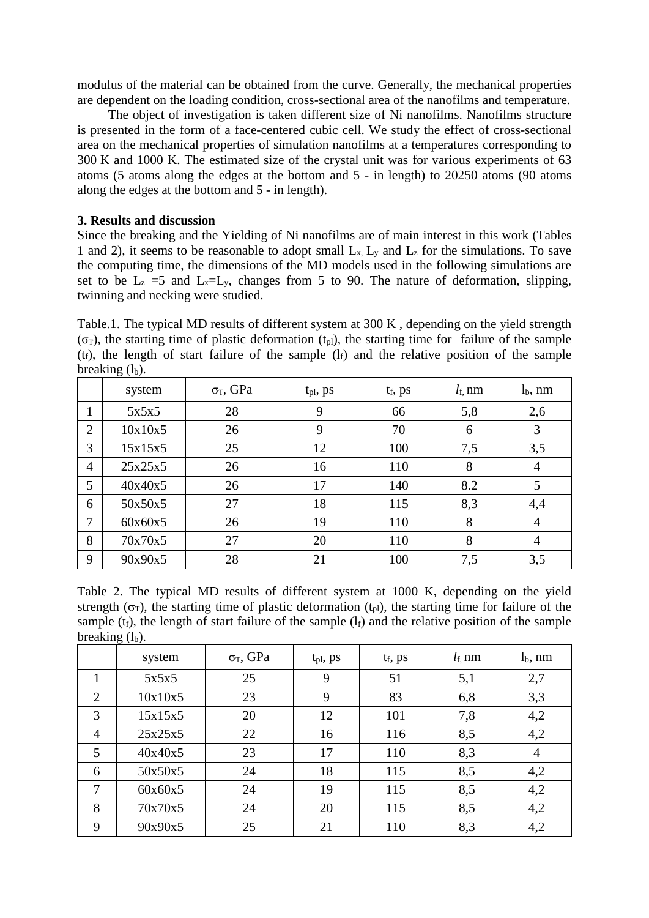modulus of the material can be obtained from the curve. Generally, the mechanical properties are dependent on the loading condition, cross-sectional area of the nanofilms and temperature.

The object of investigation is taken different size of Ni nanofilms. Nanofilms structure is presented in the form of a face-centered cubic cell. We study the effect of cross-sectional area on the mechanical properties of simulation nanofilms at a temperatures corresponding to 300 K and 1000 K. The estimated size of the crystal unit was for various experiments of 63 atoms (5 atoms along the edges at the bottom and 5 - in length) to 20250 atoms (90 atoms along the edges at the bottom and 5 - in length).

### 3. Results and discussion

Since the breaking and the Yielding of Ni nanofilms are of main interest in this work (Tables 1 and 2), it seems to be reasonable to adopt small $L_x$, $L_y$ and $L_z$ for the simulations. To save the computing time, the dimensions of the MD models used in the following simulations are set to be $L_z$ =5 and $L_x$=$L_y$, changes from 5 to 90. The nature of deformation, slipping, twinning and necking were studied.

Table.1. The typical MD results of different system at 300 K , depending on the yield strength ($\sigma_T$), the starting time of plastic deformation ($t_{pl}$), the starting time for failure of the sample ($t_f$), the length of start failure of the sample ($l_f$) and the relative position of the sample breaking ($l_b$).

| | system | $\sigma_T$, GPa | $t_{pl}$, ps | $t_f$, ps | $l_f$, nm | $l_b$, nm |
|---|---|---|---|---|---|---|
| 1 | 5x5x5 | 28 | 9 | 66 | 5,8 | 2,6 |
| 2 | 10x10x5 | 26 | 9 | 70 | 6 | 3 |
| 3 | 15x15x5 | 25 | 12 | 100 | 7,5 | 3,5 |
| 4 | 25x25x5 | 26 | 16 | 110 | 8 | 4 |
| 5 | 40x40x5 | 26 | 17 | 140 | 8.2 | 5 |
| 6 | 50x50x5 | 27 | 18 | 115 | 8,3 | 4,4 |
| 7 | 60x60x5 | 26 | 19 | 110 | 8 | 4 |
| 8 | 70x70x5 | 27 | 20 | 110 | 8 | 4 |
| 9 | 90x90x5 | 28 | 21 | 100 | 7,5 | 3,5 |

Table 2. The typical MD results of different system at 1000 K, depending on the yield strength ($\sigma_T$), the starting time of plastic deformation ($t_{pl}$), the starting time for failure of the sample ($t_f$), the length of start failure of the sample ($l_f$) and the relative position of the sample breaking ($l_b$).

| | system | $\sigma_T$, GPa | $t_{pl}$, ps | $t_f$, ps | $l_f$, nm | $l_b$, nm |
|---|---|---|---|---|---|---|
| 1 | 5x5x5 | 25 | 9 | 51 | 5,1 | 2,7 |
| 2 | 10x10x5 | 23 | 9 | 83 | 6,8 | 3,3 |
| 3 | 15x15x5 | 20 | 12 | 101 | 7,8 | 4,2 |
| 4 | 25x25x5 | 22 | 16 | 116 | 8,5 | 4,2 |
| 5 | 40x40x5 | 23 | 17 | 110 | 8,3 | 4 |
| 6 | 50x50x5 | 24 | 18 | 115 | 8,5 | 4,2 |
| 7 | 60x60x5 | 24 | 19 | 115 | 8,5 | 4,2 |
| 8 | 70x70x5 | 24 | 20 | 115 | 8,5 | 4,2 |
| 9 | 90x90x5 | 25 | 21 | 110 | 8,3 | 4,2 |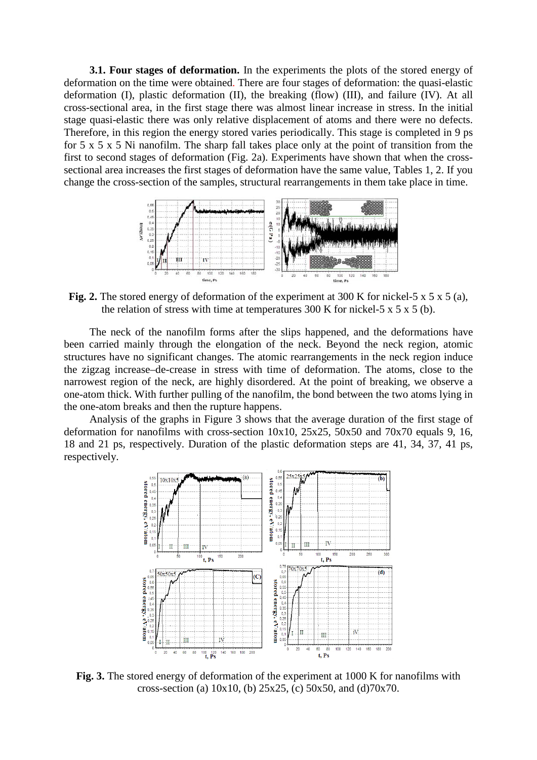**3.1. Four stages of deformation.** In the experiments the plots of the stored energy of deformation on the time were obtained. There are four stages of deformation: the quasi-elastic deformation (I), plastic deformation (II), the breaking (flow) (III), and failure (IV). At all cross-sectional area, in the first stage there was almost linear increase in stress. In the initial stage quasi-elastic there was only relative displacement of atoms and there were no defects. Therefore, in this region the energy stored varies periodically. This stage is completed in 9 ps for 5 x 5 x 5 Ni nanofilm. The sharp fall takes place only at the point of transition from the first to second stages of deformation (Fig. 2a). Experiments have shown that when the cross-sectional area increases the first stages of deformation have the same value, Tables 1, 2. If you change the cross-section of the samples, structural rearrangements in them take place in time.

**Fig. 2.** The stored energy of deformation of the experiment at 300 K for nickel-5 x 5 x 5 (a), the relation of stress with time at temperatures 300 K for nickel-5 x 5 x 5 (b).

The neck of the nanofilm forms after the slips happened, and the deformations have been carried mainly through the elongation of the neck. Beyond the neck region, atomic structures have no significant changes. The atomic rearrangements in the neck region induce the zigzag increase–de-crease in stress with time of deformation. The atoms, close to the narrowest region of the neck, are highly disordered. At the point of breaking, we observe a one-atom thick. With further pulling of the nanofilm, the bond between the two atoms lying in the one-atom breaks and then the rupture happens.

Analysis of the graphs in Figure 3 shows that the average duration of the first stage of deformation for nanofilms with cross-section 10x10, 25x25, 50x50 and 70x70 equals 9, 16, 18 and 21 ps, respectively. Duration of the plastic deformation steps are 41, 34, 37, 41 ps, respectively.

**Fig. 3.** The stored energy of deformation of the experiment at 1000 K for nanofilms with cross-section (a) 10x10, (b) 25x25, (c) 50x50, and (d)70x70.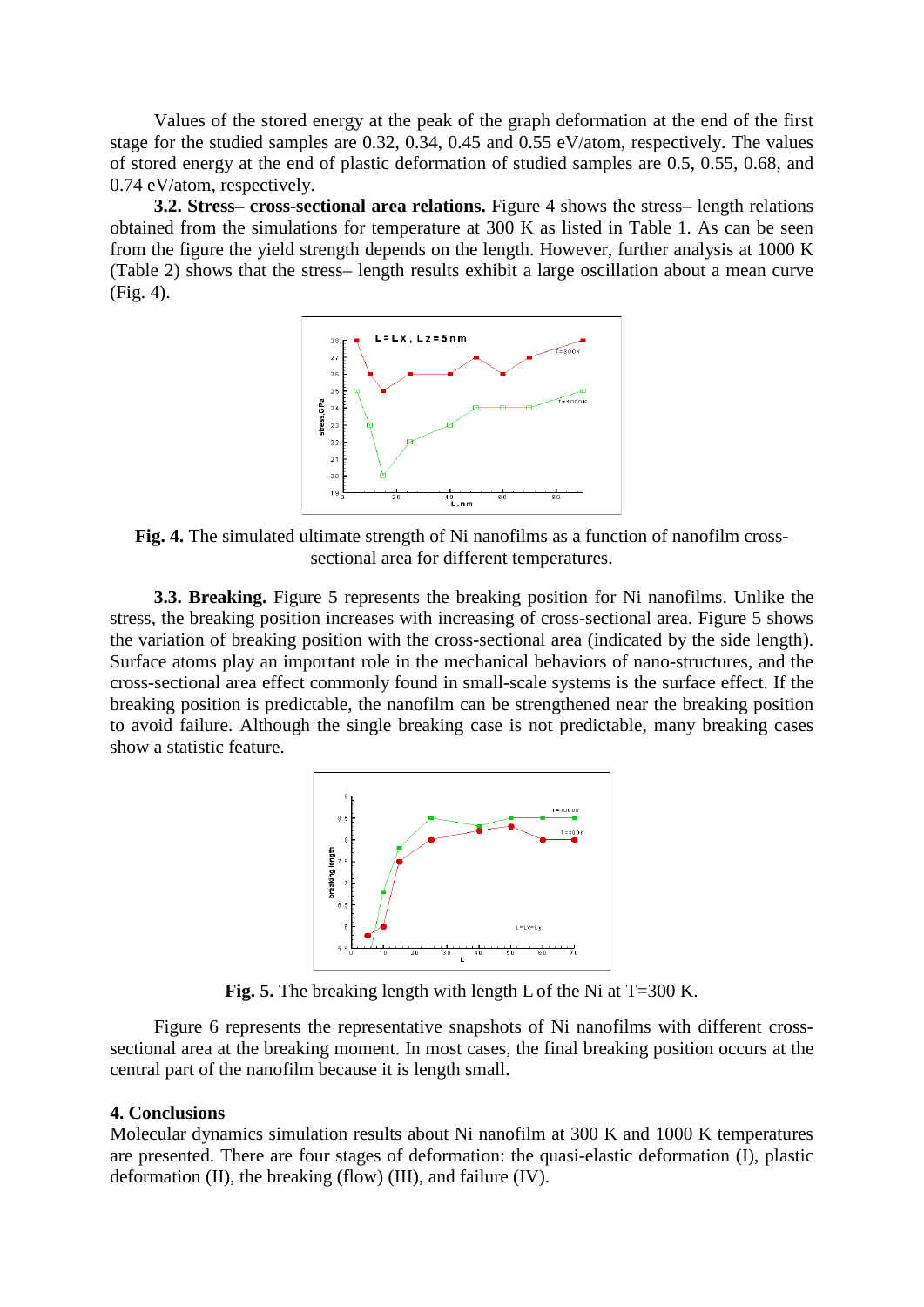Values of the stored energy at the peak of the graph deformation at the end of the first stage for the studied samples are 0.32, 0.34, 0.45 and 0.55 eV/atom, respectively. The values of stored energy at the end of plastic deformation of studied samples are 0.5, 0.55, 0.68, and 0.74 eV/atom, respectively.

**3.2. Stress– cross-sectional area relations.** Figure 4 shows the stress– length relations obtained from the simulations for temperature at 300 K as listed in Table 1. As can be seen from the figure the yield strength depends on the length. However, further analysis at 1000 K (Table 2) shows that the stress– length results exhibit a large oscillation about a mean curve (Fig. 4).

**Fig. 4.** The simulated ultimate strength of Ni nanofilms as a function of nanofilm cross-sectional area for different temperatures.

**3.3. Breaking.** Figure 5 represents the breaking position for Ni nanofilms. Unlike the stress, the breaking position increases with increasing of cross-sectional area. Figure 5 shows the variation of breaking position with the cross-sectional area (indicated by the side length). Surface atoms play an important role in the mechanical behaviors of nano-structures, and the cross-sectional area effect commonly found in small-scale systems is the surface effect. If the breaking position is predictable, the nanofilm can be strengthened near the breaking position to avoid failure. Although the single breaking case is not predictable, many breaking cases show a statistic feature.

**Fig. 5.** The breaking length with length L of the Ni at T=300 K.

Figure 6 represents the representative snapshots of Ni nanofilms with different cross-sectional area at the breaking moment. In most cases, the final breaking position occurs at the central part of the nanofilm because it is length small.

## 4. Conclusions

Molecular dynamics simulation results about Ni nanofilm at 300 K and 1000 K temperatures are presented. There are four stages of deformation: the quasi-elastic deformation (I), plastic deformation (II), the breaking (flow) (III), and failure (IV).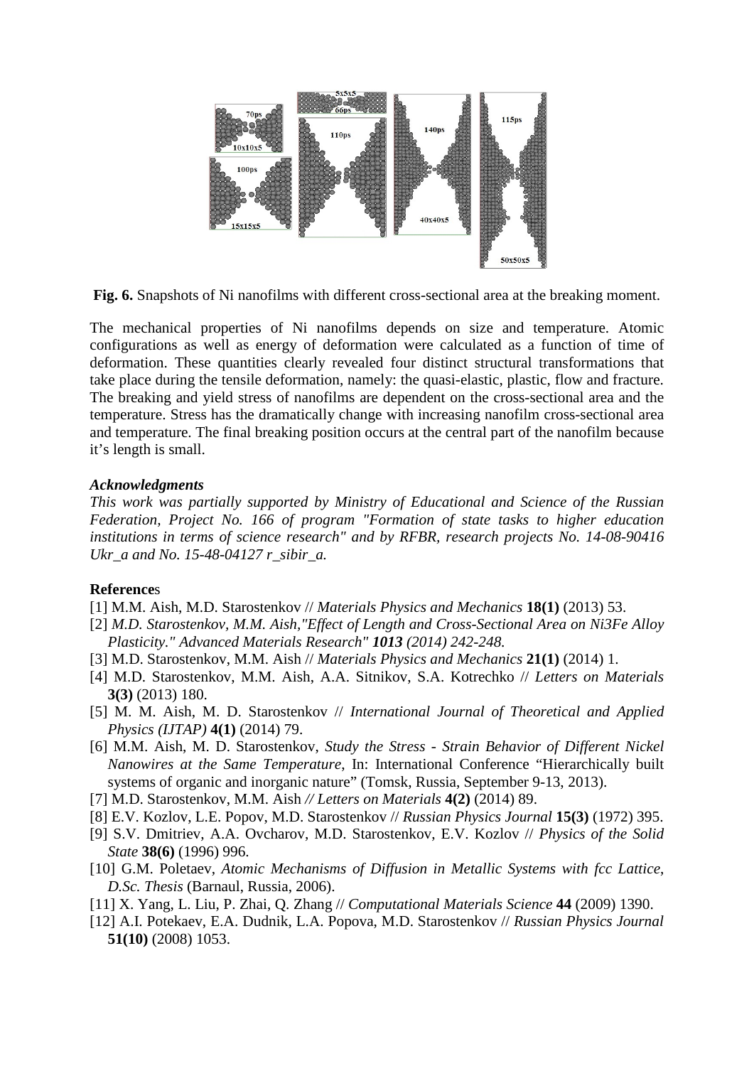5x5x5
66ps
70ps
10x10x5
110ps
140ps
115ps
100ps
15x15x5
40x40x5
50x50x5

**Fig. 6.** Snapshots of Ni nanofilms with different cross-sectional area at the breaking moment.

The mechanical properties of Ni nanofilms depends on size and temperature. Atomic configurations as well as energy of deformation were calculated as a function of time of deformation. These quantities clearly revealed four distinct structural transformations that take place during the tensile deformation, namely: the quasi-elastic, plastic, flow and fracture. The breaking and yield stress of nanofilms are dependent on the cross-sectional area and the temperature. Stress has the dramatically change with increasing nanofilm cross-sectional area and temperature. The final breaking position occurs at the central part of the nanofilm because it's length is small.

***Acknowledgments***

*This work was partially supported by Ministry of Educational and Science of the Russian Federation, Project No. 166 of program "Formation of state tasks to higher education institutions in terms of science research" and by RFBR, research projects No. 14-08-90416 Ukr_a and No. 15-48-04127 r_sibir_a.*

**References**

[1] M.M. Aish, M.D. Starostenkov // *Materials Physics and Mechanics* **18(1)** (2013) 53.

[2] *M.D. Starostenkov, M.M. Aish,"Effect of Length and Cross-Sectional Area on Ni3Fe Alloy Plasticity." Advanced Materials Research"* ***1013*** *(2014) 242-248.*

[3] M.D. Starostenkov, M.M. Aish // *Materials Physics and Mechanics* **21(1)** (2014) 1.

[4] M.D. Starostenkov, M.M. Aish, A.A. Sitnikov, S.A. Kotrechko // *Letters on Materials* **3(3)** (2013) 180.

[5] M. M. Aish, M. D. Starostenkov // *International Journal of Theoretical and Applied Physics (IJTAP)* **4(1)** (2014) 79.

[6] M.M. Aish, M. D. Starostenkov, *Study the Stress - Strain Behavior of Different Nickel Nanowires at the Same Temperature*, In: International Conference "Hierarchically built systems of organic and inorganic nature" (Tomsk, Russia, September 9-13, 2013).

[7] M.D. Starostenkov, M.M. Aish *// Letters on Materials* **4(2)** (2014) 89.

[8] E.V. Kozlov, L.E. Popov, M.D. Starostenkov // *Russian Physics Journal* **15(3)** (1972) 395.

[9] S.V. Dmitriev, A.A. Ovcharov, M.D. Starostenkov, E.V. Kozlov // *Physics of the Solid State* **38(6)** (1996) 996.

[10] G.M. Poletaev, *Atomic Mechanisms of Diffusion in Metallic Systems with fcc Lattice, D.Sc. Thesis* (Barnaul, Russia, 2006).

[11] X. Yang, L. Liu, P. Zhai, Q. Zhang // *Computational Materials Science* **44** (2009) 1390.

[12] A.I. Potekaev, E.A. Dudnik, L.A. Popova, M.D. Starostenkov // *Russian Physics Journal* **51(10)** (2008) 1053.